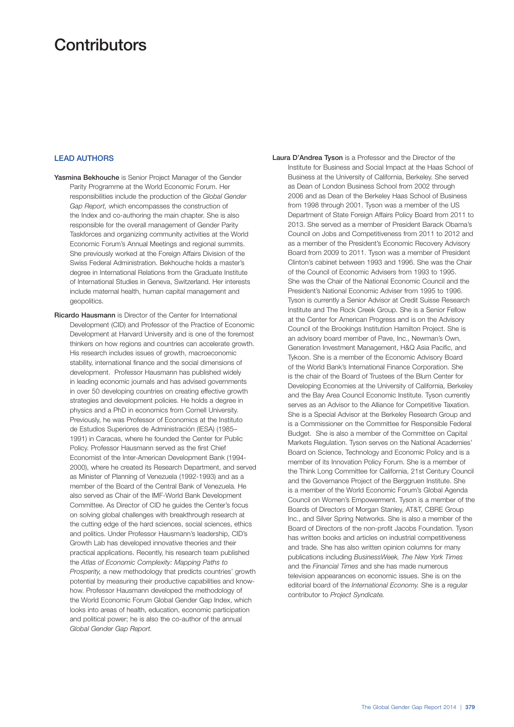# Contributors

## LEAD AUTHORS

**Yasmina Bekhouche** is Senior Project Manager of the Gender Parity Programme at the World Economic Forum. Her responsibilities include the production of the *Global Gender Gap Report,* which encompasses the construction of the Index and co-authoring the main chapter. She is also responsible for the overall management of Gender Parity Taskforces and organizing community activities at the World Economic Forum's Annual Meetings and regional summits. She previously worked at the Foreign Affairs Division of the Swiss Federal Administration. Bekhouche holds a master's degree in International Relations from the Graduate Institute of International Studies in Geneva, Switzerland. Her interests include maternal health, human capital management and geopolitics.

**Ricardo Hausmann** is Director of the Center for International Development (CID) and Professor of the Practice of Economic Development at Harvard University and is one of the foremost thinkers on how regions and countries can accelerate growth. His research includes issues of growth, macroeconomic stability, international finance and the social dimensions of development. Professor Hausmann has published widely in leading economic journals and has advised governments in over 50 developing countries on creating effective growth strategies and development policies. He holds a degree in physics and a PhD in economics from Cornell University. Previously, he was Professor of Economics at the Instituto de Estudios Superiores de Administración (IESA) (1985–1991) in Caracas, where he founded the Center for Public Policy. Professor Hausmann served as the first Chief Economist of the Inter-American Development Bank (1994-2000), where he created its Research Department, and served as Minister of Planning of Venezuela (1992-1993) and as a member of the Board of the Central Bank of Venezuela. He also served as Chair of the IMF-World Bank Development Committee. As Director of CID he guides the Center's focus on solving global challenges with breakthrough research at the cutting edge of the hard sciences, social sciences, ethics and politics. Under Professor Hausmann's leadership, CID's Growth Lab has developed innovative theories and their practical applications. Recently, his research team published the *Atlas of Economic Complexity: Mapping Paths to Prosperity,* a new methodology that predicts countries' growth potential by measuring their productive capabilities and know-how. Professor Hausmann developed the methodology of the World Economic Forum Global Gender Gap Index, which looks into areas of health, education, economic participation and political power; he is also the co-author of the annual *Global Gender Gap Report.*

**Laura D'Andrea Tyson** is a Professor and the Director of the Institute for Business and Social Impact at the Haas School of Business at the University of California, Berkeley. She served as Dean of London Business School from 2002 through 2006 and as Dean of the Berkeley Haas School of Business from 1998 through 2001. Tyson was a member of the US Department of State Foreign Affairs Policy Board from 2011 to 2013. She served as a member of President Barack Obama's Council on Jobs and Competitiveness from 2011 to 2012 and as a member of the President's Economic Recovery Advisory Board from 2009 to 2011. Tyson was a member of President Clinton's cabinet between 1993 and 1996. She was the Chair of the Council of Economic Advisers from 1993 to 1995. She was the Chair of the National Economic Council and the President's National Economic Adviser from 1995 to 1996. Tyson is currently a Senior Advisor at Credit Suisse Research Institute and The Rock Creek Group. She is a Senior Fellow at the Center for American Progress and is on the Advisory Council of the Brookings Institution Hamilton Project. She is an advisory board member of Pave, Inc., Newman's Own, Generation Investment Management, H&Q Asia Pacific, and Tykoon. She is a member of the Economic Advisory Board of the World Bank's International Finance Corporation. She is the chair of the Board of Trustees of the Blum Center for Developing Economies at the University of California, Berkeley and the Bay Area Council Economic Institute. Tyson currently serves as an Advisor to the Alliance for Competitive Taxation. She is a Special Advisor at the Berkeley Research Group and is a Commissioner on the Committee for Responsible Federal Budget. She is also a member of the Committee on Capital Markets Regulation. Tyson serves on the National Academies' Board on Science, Technology and Economic Policy and is a member of its Innovation Policy Forum. She is a member of the Think Long Committee for California, 21st Century Council and the Governance Project of the Berggruen Institute. She is a member of the World Economic Forum's Global Agenda Council on Women's Empowerment. Tyson is a member of the Boards of Directors of Morgan Stanley, AT&T, CBRE Group Inc., and Silver Spring Networks. She is also a member of the Board of Directors of the non-profit Jacobs Foundation. Tyson has written books and articles on industrial competitiveness and trade. She has also written opinion columns for many publications including *BusinessWeek, The New York Times* and the *Financial Times* and she has made numerous television appearances on economic issues. She is on the editorial board of the *International Economy.* She is a regular contributor to *Project Syndicate.*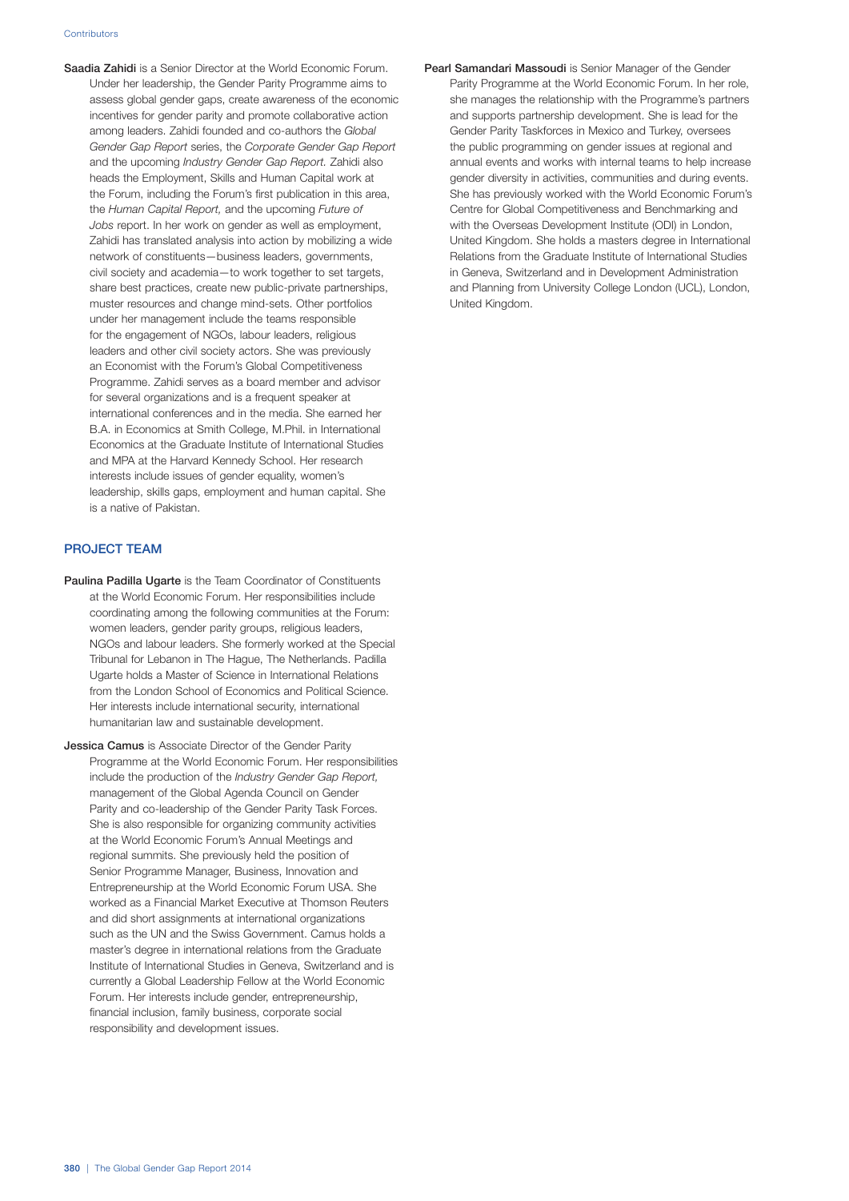**Saadia Zahidi** is a Senior Director at the World Economic Forum. Under her leadership, the Gender Parity Programme aims to assess global gender gaps, create awareness of the economic incentives for gender parity and promote collaborative action among leaders. Zahidi founded and co-authors the *Global Gender Gap Report* series, the *Corporate Gender Gap Report* and the upcoming *Industry Gender Gap Report.* Zahidi also heads the Employment, Skills and Human Capital work at the Forum, including the Forum's first publication in this area, the *Human Capital Report,* and the upcoming *Future of Jobs* report. In her work on gender as well as employment, Zahidi has translated analysis into action by mobilizing a wide network of constituents—business leaders, governments, civil society and academia—to work together to set targets, share best practices, create new public-private partnerships, muster resources and change mind-sets. Other portfolios under her management include the teams responsible for the engagement of NGOs, labour leaders, religious leaders and other civil society actors. She was previously an Economist with the Forum's Global Competitiveness Programme. Zahidi serves as a board member and advisor for several organizations and is a frequent speaker at international conferences and in the media. She earned her B.A. in Economics at Smith College, M.Phil. in International Economics at the Graduate Institute of International Studies and MPA at the Harvard Kennedy School. Her research interests include issues of gender equality, women's leadership, skills gaps, employment and human capital. She is a native of Pakistan.

## PROJECT TEAM

**Paulina Padilla Ugarte** is the Team Coordinator of Constituents at the World Economic Forum. Her responsibilities include coordinating among the following communities at the Forum: women leaders, gender parity groups, religious leaders, NGOs and labour leaders. She formerly worked at the Special Tribunal for Lebanon in The Hague, The Netherlands. Padilla Ugarte holds a Master of Science in International Relations from the London School of Economics and Political Science. Her interests include international security, international humanitarian law and sustainable development.

**Jessica Camus** is Associate Director of the Gender Parity Programme at the World Economic Forum. Her responsibilities include the production of the *Industry Gender Gap Report,* management of the Global Agenda Council on Gender Parity and co-leadership of the Gender Parity Task Forces. She is also responsible for organizing community activities at the World Economic Forum's Annual Meetings and regional summits. She previously held the position of Senior Programme Manager, Business, Innovation and Entrepreneurship at the World Economic Forum USA. She worked as a Financial Market Executive at Thomson Reuters and did short assignments at international organizations such as the UN and the Swiss Government. Camus holds a master's degree in international relations from the Graduate Institute of International Studies in Geneva, Switzerland and is currently a Global Leadership Fellow at the World Economic Forum. Her interests include gender, entrepreneurship, financial inclusion, family business, corporate social responsibility and development issues.

**Pearl Samandari Massoudi** is Senior Manager of the Gender Parity Programme at the World Economic Forum. In her role, she manages the relationship with the Programme's partners and supports partnership development. She is lead for the Gender Parity Taskforces in Mexico and Turkey, oversees the public programming on gender issues at regional and annual events and works with internal teams to help increase gender diversity in activities, communities and during events. She has previously worked with the World Economic Forum's Centre for Global Competitiveness and Benchmarking and with the Overseas Development Institute (ODI) in London, United Kingdom. She holds a masters degree in International Relations from the Graduate Institute of International Studies in Geneva, Switzerland and in Development Administration and Planning from University College London (UCL), London, United Kingdom.